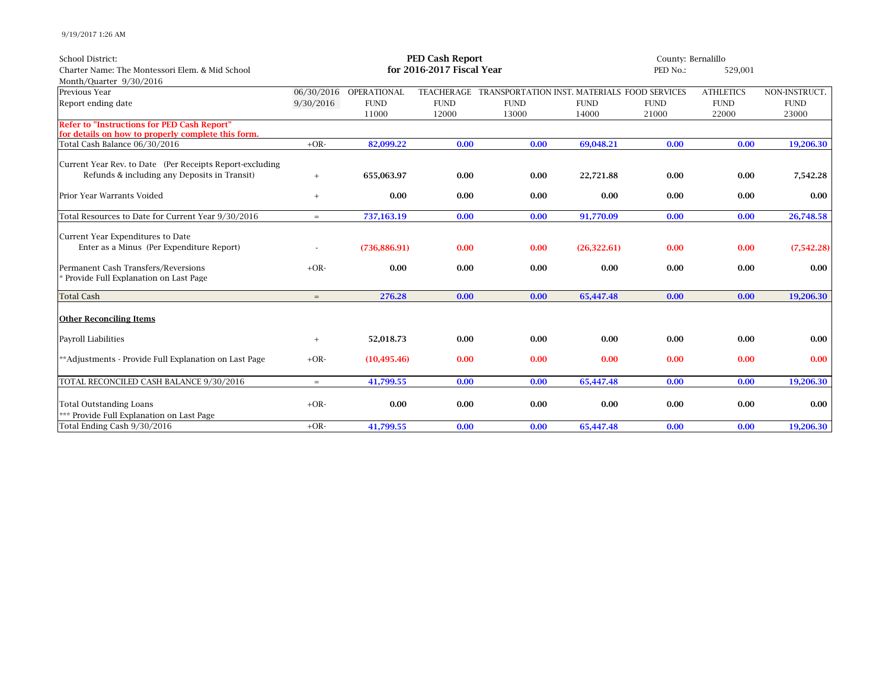9/19/2017 1:26 AM

School District:
Charter Name: The Montessori Elem. & Mid School
Month/Quarter 9/30/2016

**PED Cash Report**
**for 2016-2017 Fiscal Year**

County: Bernalillo
PED No.: 529,001

| Previous Year | 06/30/2016 | OPERATIONAL | TEACHERAGE | TRANSPORTATION | INST. MATERIALS | FOOD SERVICES | ATHLETICS | NON-INSTRUCT. |
|---|---|---|---|---|---|---|---|---|
| Report ending date | 9/30/2016 | FUND | FUND | FUND | FUND | FUND | FUND | FUND |
| | | 11000 | 12000 | 13000 | 14000 | 21000 | 22000 | 23000 |
| **Refer to "Instructions for PED Cash Report" for details on how to properly complete this form.** | | | | | | | | |
| Total Cash Balance 06/30/2016 | +OR- | **82,099.22** | **0.00** | **0.00** | **69,048.21** | **0.00** | **0.00** | **19,206.30** |
| Current Year Rev. to Date (Per Receipts Report-excluding Refunds & including any Deposits in Transit) | + | **655,063.97** | **0.00** | **0.00** | **22,721.88** | **0.00** | **0.00** | **7,542.28** |
| Prior Year Warrants Voided | + | **0.00** | **0.00** | **0.00** | **0.00** | **0.00** | **0.00** | **0.00** |
| Total Resources to Date for Current Year 9/30/2016 | = | **737,163.19** | **0.00** | **0.00** | **91,770.09** | **0.00** | **0.00** | **26,748.58** |
| Current Year Expenditures to Date Enter as a Minus (Per Expenditure Report) | - | **(736,886.91)** | **0.00** | **0.00** | **(26,322.61)** | **0.00** | **0.00** | **(7,542.28)** |
| Permanent Cash Transfers/Reversions * Provide Full Explanation on Last Page | +OR- | **0.00** | **0.00** | **0.00** | **0.00** | **0.00** | **0.00** | **0.00** |
| Total Cash | = | **276.28** | **0.00** | **0.00** | **65,447.48** | **0.00** | **0.00** | **19,206.30** |
| **Other Reconciling Items** | | | | | | | | |
| Payroll Liabilities | + | **52,018.73** | **0.00** | **0.00** | **0.00** | **0.00** | **0.00** | **0.00** |
| **Adjustments - Provide Full Explanation on Last Page | +OR- | **(10,495.46)** | **0.00** | **0.00** | **0.00** | **0.00** | **0.00** | **0.00** |
| TOTAL RECONCILED CASH BALANCE 9/30/2016 | = | **41,799.55** | **0.00** | **0.00** | **65,447.48** | **0.00** | **0.00** | **19,206.30** |
| Total Outstanding Loans *** Provide Full Explanation on Last Page | +OR- | **0.00** | **0.00** | **0.00** | **0.00** | **0.00** | **0.00** | **0.00** |
| Total Ending Cash 9/30/2016 | +OR- | **41,799.55** | **0.00** | **0.00** | **65,447.48** | **0.00** | **0.00** | **19,206.30** |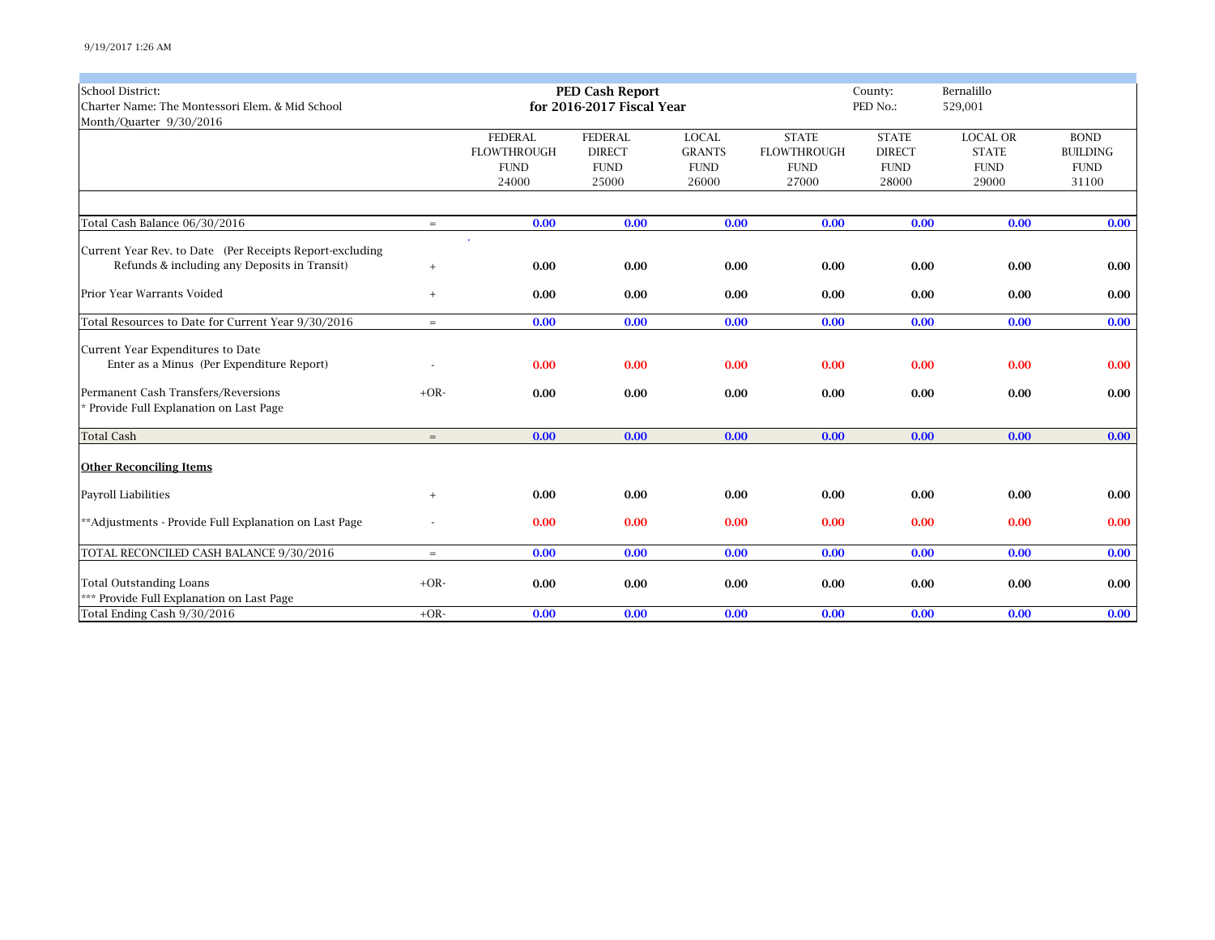School District:
Charter Name: The Montessori Elem. & Mid School
Month/Quarter 9/30/2016

**PED Cash Report**
**for 2016-2017 Fiscal Year**

County: Bernalillo
PED No.: 529,001

| | | FEDERAL FLOWTHROUGH FUND 24000 | FEDERAL DIRECT FUND 25000 | LOCAL GRANTS FUND 26000 | STATE FLOWTHROUGH FUND 27000 | STATE DIRECT FUND 28000 | LOCAL OR STATE FUND 29000 | BOND BUILDING FUND 31100 |
|---|---|---|---|---|---|---|---|---|
| Total Cash Balance 06/30/2016 | = | 0.00 | 0.00 | 0.00 | 0.00 | 0.00 | 0.00 | 0.00 |
| Current Year Rev. to Date (Per Receipts Report-excluding Refunds & including any Deposits in Transit) | + | 0.00 | 0.00 | 0.00 | 0.00 | 0.00 | 0.00 | 0.00 |
| Prior Year Warrants Voided | + | 0.00 | 0.00 | 0.00 | 0.00 | 0.00 | 0.00 | 0.00 |
| Total Resources to Date for Current Year 9/30/2016 | = | 0.00 | 0.00 | 0.00 | 0.00 | 0.00 | 0.00 | 0.00 |
| Current Year Expenditures to Date Enter as a Minus (Per Expenditure Report) | - | 0.00 | 0.00 | 0.00 | 0.00 | 0.00 | 0.00 | 0.00 |
| Permanent Cash Transfers/Reversions * Provide Full Explanation on Last Page | +OR- | 0.00 | 0.00 | 0.00 | 0.00 | 0.00 | 0.00 | 0.00 |
| Total Cash | = | 0.00 | 0.00 | 0.00 | 0.00 | 0.00 | 0.00 | 0.00 |
| **Other Reconciling Items** | | | | | | | | |
| Payroll Liabilities | + | 0.00 | 0.00 | 0.00 | 0.00 | 0.00 | 0.00 | 0.00 |
| **Adjustments - Provide Full Explanation on Last Page | - | 0.00 | 0.00 | 0.00 | 0.00 | 0.00 | 0.00 | 0.00 |
| TOTAL RECONCILED CASH BALANCE 9/30/2016 | = | 0.00 | 0.00 | 0.00 | 0.00 | 0.00 | 0.00 | 0.00 |
| Total Outstanding Loans *** Provide Full Explanation on Last Page | +OR- | 0.00 | 0.00 | 0.00 | 0.00 | 0.00 | 0.00 | 0.00 |
| Total Ending Cash 9/30/2016 | +OR- | 0.00 | 0.00 | 0.00 | 0.00 | 0.00 | 0.00 | 0.00 |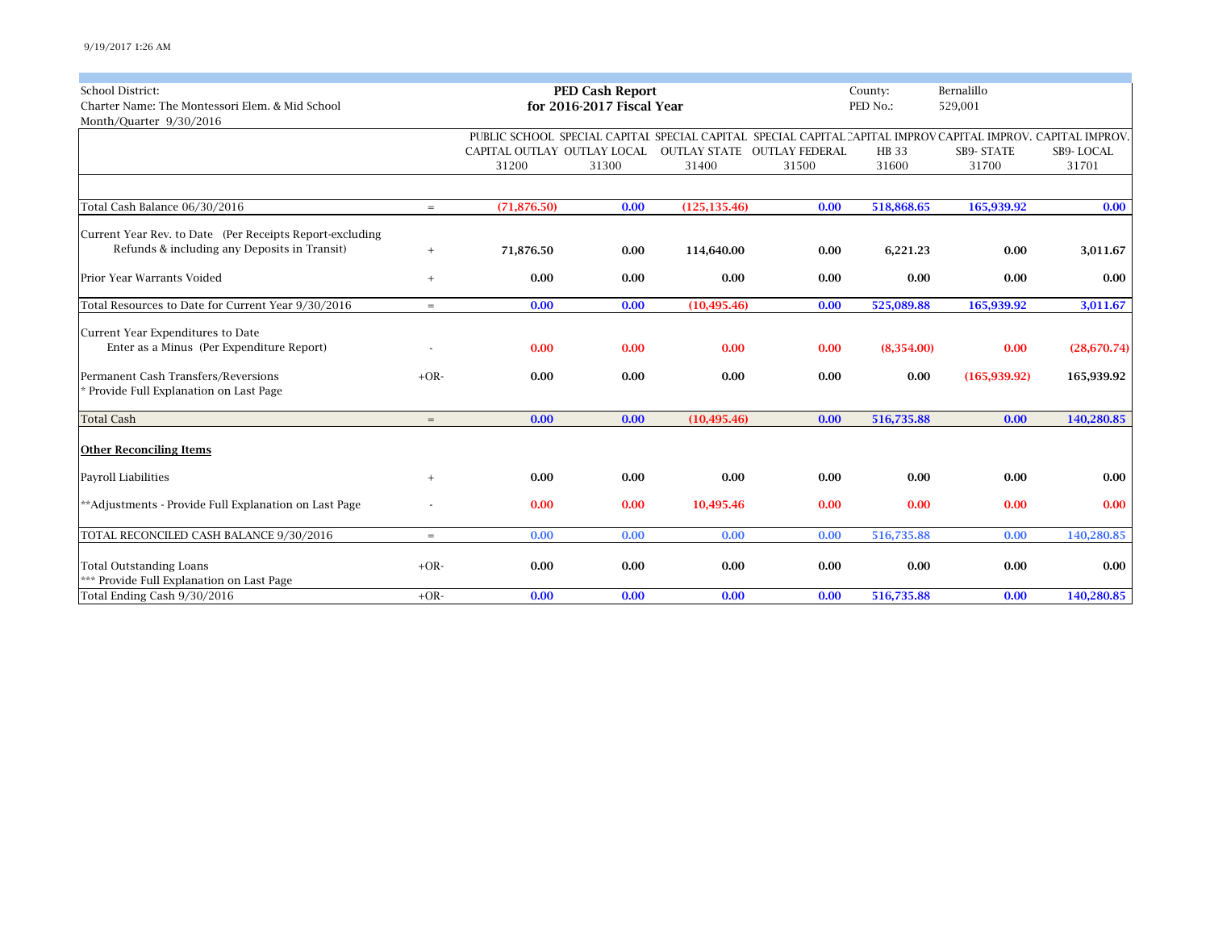9/19/2017 1:26 AM

| School District: | | PED Cash Report | | | County: | Bernalillo | |
|---|---|---|---|---|---|---|---|
| Charter Name: The Montessori Elem. & Mid School | | for 2016-2017 Fiscal Year | | | PED No.: | 529,001 | |
| Month/Quarter 9/30/2016 | | | | | | | |

| | | PUBLIC SCHOOL CAPITAL OUTLAY 31200 | SPECIAL CAPITAL OUTLAY LOCAL 31300 | SPECIAL CAPITAL OUTLAY STATE 31400 | SPECIAL CAPITAL OUTLAY FEDERAL 31500 | CAPITAL IMPROV HB 33 31600 | CAPITAL IMPROV. SB9- STATE 31700 | CAPITAL IMPROV. SB9- LOCAL 31701 |
|---|---|---|---|---|---|---|---|---|
| Total Cash Balance 06/30/2016 | = | (71,876.50) | 0.00 | (125,135.46) | 0.00 | 518,868.65 | 165,939.92 | 0.00 |
| Current Year Rev. to Date (Per Receipts Report-excluding Refunds & including any Deposits in Transit) | + | 71,876.50 | 0.00 | 114,640.00 | 0.00 | 6,221.23 | 0.00 | 3,011.67 |
| Prior Year Warrants Voided | + | 0.00 | 0.00 | 0.00 | 0.00 | 0.00 | 0.00 | 0.00 |
| Total Resources to Date for Current Year 9/30/2016 | = | 0.00 | 0.00 | (10,495.46) | 0.00 | 525,089.88 | 165,939.92 | 3,011.67 |
| Current Year Expenditures to Date Enter as a Minus (Per Expenditure Report) | - | 0.00 | 0.00 | 0.00 | 0.00 | (8,354.00) | 0.00 | (28,670.74) |
| Permanent Cash Transfers/Reversions * Provide Full Explanation on Last Page | +OR- | 0.00 | 0.00 | 0.00 | 0.00 | 0.00 | (165,939.92) | 165,939.92 |
| Total Cash | = | 0.00 | 0.00 | (10,495.46) | 0.00 | 516,735.88 | 0.00 | 140,280.85 |
| **Other Reconciling Items** | | | | | | | | |
| Payroll Liabilities | + | 0.00 | 0.00 | 0.00 | 0.00 | 0.00 | 0.00 | 0.00 |
| **Adjustments - Provide Full Explanation on Last Page | - | 0.00 | 0.00 | 10,495.46 | 0.00 | 0.00 | 0.00 | 0.00 |
| TOTAL RECONCILED CASH BALANCE 9/30/2016 | = | 0.00 | 0.00 | 0.00 | 0.00 | 516,735.88 | 0.00 | 140,280.85 |
| Total Outstanding Loans *** Provide Full Explanation on Last Page | +OR- | 0.00 | 0.00 | 0.00 | 0.00 | 0.00 | 0.00 | 0.00 |
| Total Ending Cash 9/30/2016 | +OR- | 0.00 | 0.00 | 0.00 | 0.00 | 516,735.88 | 0.00 | 140,280.85 |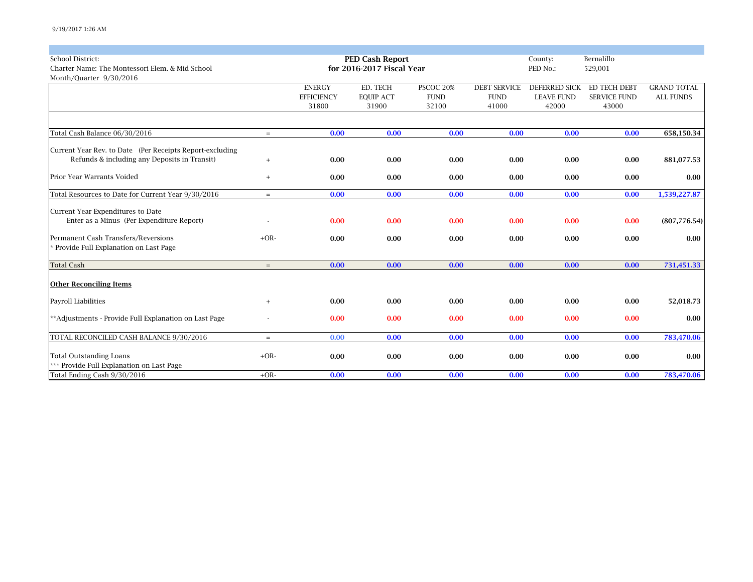School District:
Charter Name: The Montessori Elem. & Mid School
Month/Quarter 9/30/2016

**PED Cash Report**
**for 2016-2017 Fiscal Year**

County: Bernalillo
PED No.: 529,001

| | | ENERGY EFFICIENCY 31800 | ED. TECH EQUIP ACT 31900 | PSCOC 20% FUND 32100 | DEBT SERVICE FUND 41000 | DEFERRED SICK LEAVE FUND 42000 | ED TECH DEBT SERVICE FUND 43000 | GRAND TOTAL ALL FUNDS |
|---|---|---|---|---|---|---|---|---|
| Total Cash Balance 06/30/2016 | = | **0.00** | **0.00** | **0.00** | **0.00** | **0.00** | **0.00** | **658,150.34** |
| Current Year Rev. to Date (Per Receipts Report-excluding Refunds & including any Deposits in Transit) | + | **0.00** | **0.00** | **0.00** | **0.00** | **0.00** | **0.00** | **881,077.53** |
| Prior Year Warrants Voided | + | **0.00** | **0.00** | **0.00** | **0.00** | **0.00** | **0.00** | **0.00** |
| Total Resources to Date for Current Year 9/30/2016 | = | **0.00** | **0.00** | **0.00** | **0.00** | **0.00** | **0.00** | **1,539,227.87** |
| Current Year Expenditures to Date Enter as a Minus (Per Expenditure Report) | - | **0.00** | **0.00** | **0.00** | **0.00** | **0.00** | **0.00** | **(807,776.54)** |
| Permanent Cash Transfers/Reversions * Provide Full Explanation on Last Page | +OR- | **0.00** | **0.00** | **0.00** | **0.00** | **0.00** | **0.00** | **0.00** |
| Total Cash | = | **0.00** | **0.00** | **0.00** | **0.00** | **0.00** | **0.00** | **731,451.33** |
| **Other Reconciling Items** | | | | | | | | |
| Payroll Liabilities | + | **0.00** | **0.00** | **0.00** | **0.00** | **0.00** | **0.00** | **52,018.73** |
| **Adjustments - Provide Full Explanation on Last Page | - | **0.00** | **0.00** | **0.00** | **0.00** | **0.00** | **0.00** | **0.00** |
| TOTAL RECONCILED CASH BALANCE 9/30/2016 | = | **0.00** | **0.00** | **0.00** | **0.00** | **0.00** | **0.00** | **783,470.06** |
| Total Outstanding Loans *** Provide Full Explanation on Last Page | +OR- | **0.00** | **0.00** | **0.00** | **0.00** | **0.00** | **0.00** | **0.00** |
| Total Ending Cash 9/30/2016 | +OR- | **0.00** | **0.00** | **0.00** | **0.00** | **0.00** | **0.00** | **783,470.06** |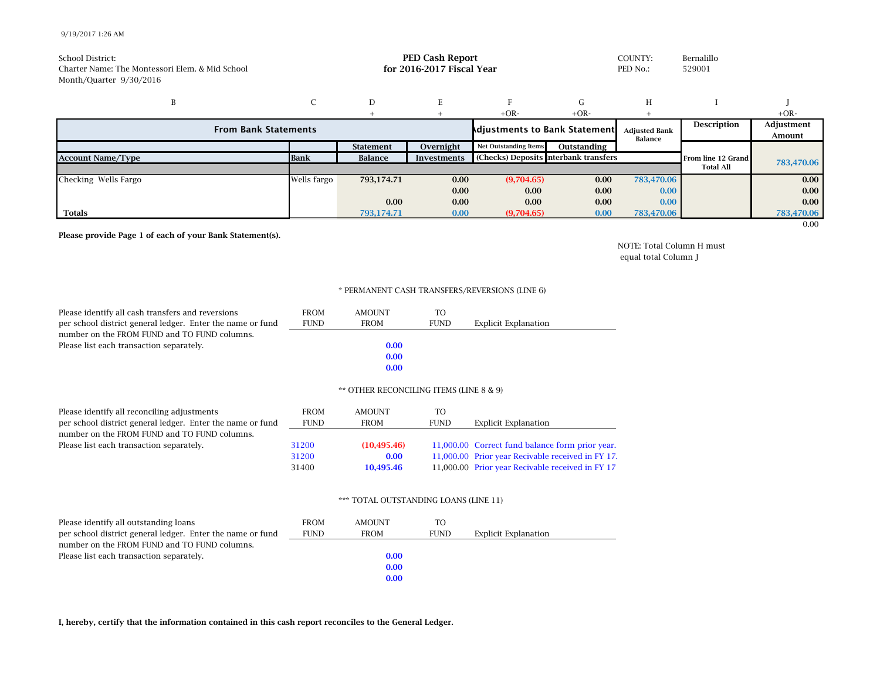9/19/2017 1:26 AM

School District:
Charter Name: The Montessori Elem. & Mid School
Month/Quarter 9/30/2016

**PED Cash Report**
**for 2016-2017 Fiscal Year**

COUNTY: Bernalillo
PED No.: 529001

| B | C | D | E | F | G | H | I | J |
|---|---|---|---|---|---|---|---|---|
| | | + | + | +OR- | +OR- | + | | +OR- |
| **From Bank Statements** | | | | **Adjustments to Bank Statement** | | **Adjusted Bank Balance** | **Description** | **Adjustment Amount** |
| | | **Statement** | **Overnight** | **Net Outstanding Items** | **Outstanding** | | | |
| **Account Name/Type** | **Bank** | **Balance** | **Investments** | **(Checks) Deposits** | **Interbank transfers** | | **From line 12 Grand Total All** | **783,470.06** |
| Checking Wells Fargo | Wells fargo | 793,174.71 | 0.00 | (9,704.65) | 0.00 | 783,470.06 | | 0.00 |
| | | | 0.00 | 0.00 | 0.00 | 0.00 | | 0.00 |
| | | 0.00 | 0.00 | 0.00 | 0.00 | 0.00 | | 0.00 |
| **Totals** | | 793,174.71 | 0.00 | (9,704.65) | 0.00 | 783,470.06 | | 783,470.06 |
| | | | | | | | | 0.00 |

**Please provide Page 1 of each of your Bank Statement(s).**

NOTE: Total Column H must equal total Column J

\* PERMANENT CASH TRANSFERS/REVERSIONS (LINE 6)

Please identify all cash transfers and reversions per school district general ledger. Enter the name or fund number on the FROM FUND and TO FUND columns. Please list each transaction separately.

| FROM FUND | AMOUNT FROM | TO FUND | Explicit Explanation |
|---|---|---|---|
| | 0.00 | | |
| | 0.00 | | |
| | 0.00 | | |

\*\* OTHER RECONCILING ITEMS (LINE 8 & 9)

Please identify all reconciling adjustments per school district general ledger. Enter the name or fund number on the FROM FUND and TO FUND columns. Please list each transaction separately.

| FROM FUND | AMOUNT FROM | TO FUND | Explicit Explanation |
|---|---|---|---|
| 31200 | (10,495.46) | 11,000.00 | Correct fund balance form prior year. |
| 31200 | 0.00 | 11,000.00 | Prior year Recivable received in FY 17. |
| 31400 | 10,495.46 | 11,000.00 | Prior year Recivable received in FY 17 |

\*\*\* TOTAL OUTSTANDING LOANS (LINE 11)

Please identify all outstanding loans per school district general ledger. Enter the name or fund number on the FROM FUND and TO FUND columns. Please list each transaction separately.

| FROM FUND | AMOUNT FROM | TO FUND | Explicit Explanation |
|---|---|---|---|
| | 0.00 | | |
| | 0.00 | | |
| | 0.00 | | |

**I, hereby, certify that the information contained in this cash report reconciles to the General Ledger.**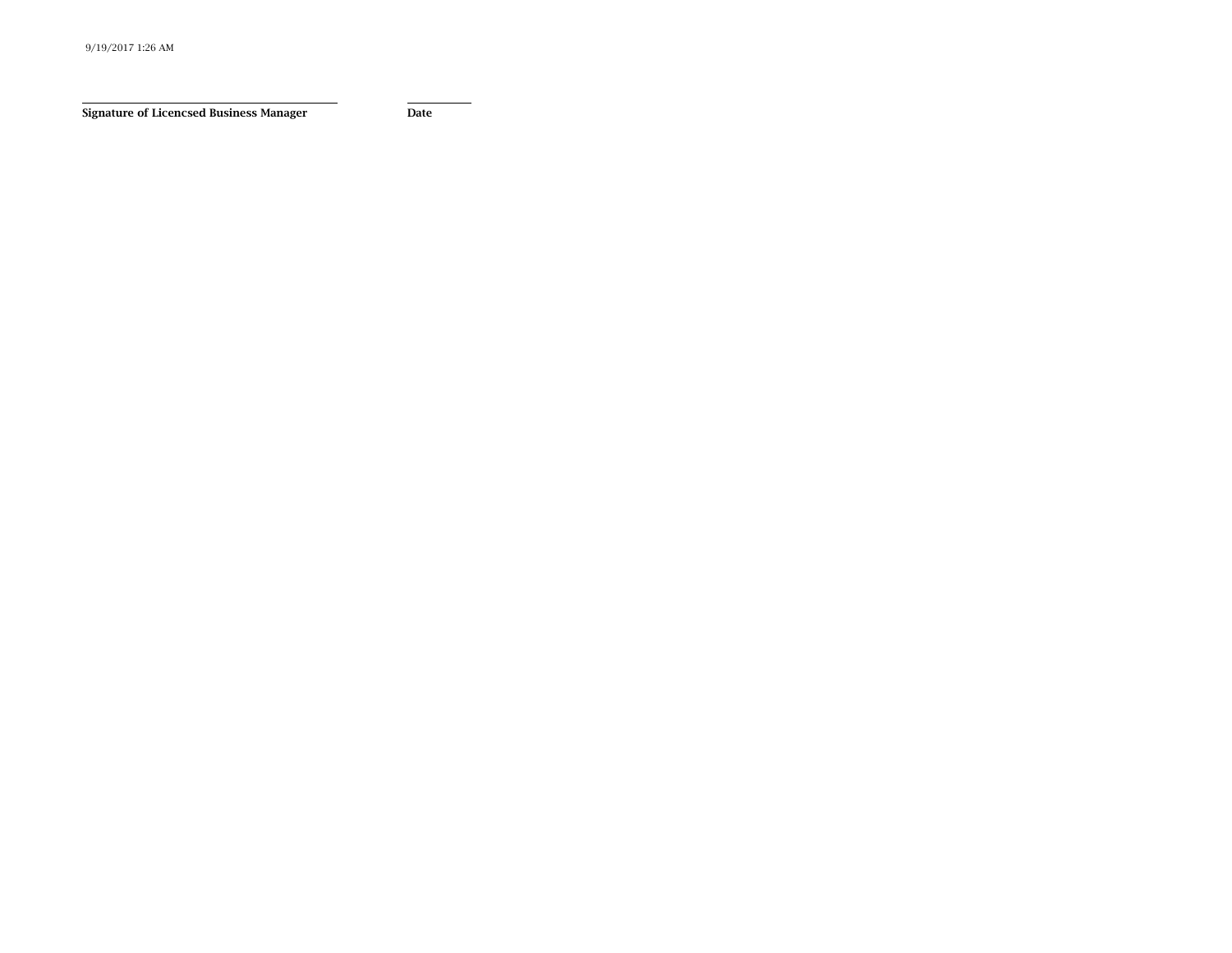9/19/2017 1:26 AM

______________________________________ ____________

**Signature of Licencsed Business Manager** **Date**